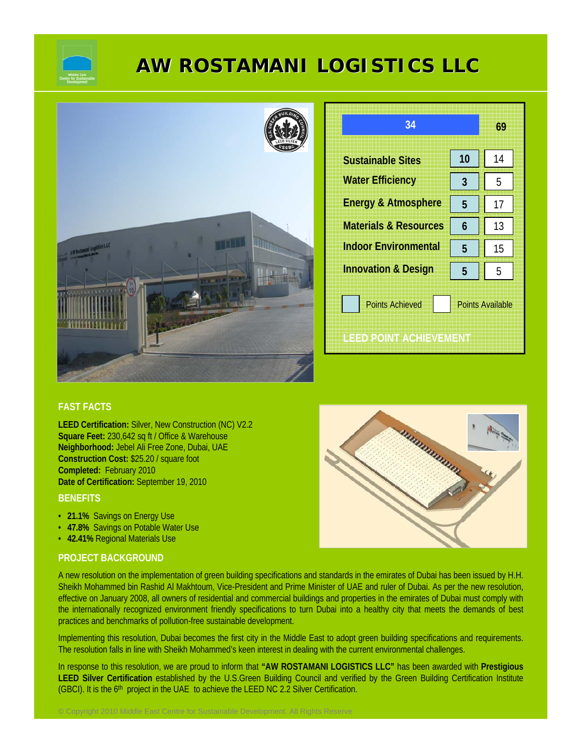# AW ROSTAMANI LOGISTICS LLC

## LEED POINT ACHIEVEMENT

| Category | Points Achieved | Points Available |
| --- | --- | --- |
| Total | 34 | 69 |
| Sustainable Sites | 10 | 14 |
| Water Efficiency | 3 | 5 |
| Energy & Atmosphere | 5 | 17 |
| Materials & Resources | 6 | 13 |
| Indoor Environmental | 5 | 15 |
| Innovation & Design | 5 | 5 |

### FAST FACTS

**LEED Certification:** Silver, New Construction (NC) V2.2
**Square Feet:** 230,642 sq ft / Office & Warehouse
**Neighborhood:** Jebel Ali Free Zone, Dubai, UAE
**Construction Cost:** $25.20 / square foot
**Completed:** February 2010
**Date of Certification:** September 19, 2010

### BENEFITS

- **21.1%** Savings on Energy Use
- **47.8%** Savings on Potable Water Use
- **42.41%** Regional Materials Use

### PROJECT BACKGROUND

A new resolution on the implementation of green building specifications and standards in the emirates of Dubai has been issued by H.H. Sheikh Mohammed bin Rashid Al Makhtoum, Vice-President and Prime Minister of UAE and ruler of Dubai. As per the new resolution, effective on January 2008, all owners of residential and commercial buildings and properties in the emirates of Dubai must comply with the internationally recognized environment friendly specifications to turn Dubai into a healthy city that meets the demands of best practices and benchmarks of pollution-free sustainable development.

Implementing this resolution, Dubai becomes the first city in the Middle East to adopt green building specifications and requirements. The resolution falls in line with Sheikh Mohammed's keen interest in dealing with the current environmental challenges.

In response to this resolution, we are proud to inform that **"AW ROSTAMANI LOGISTICS LLC"** has been awarded with **Prestigious LEED Silver Certification** established by the U.S.Green Building Council and verified by the Green Building Certification Institute (GBCI). It is the 6th project in the UAE to achieve the LEED NC 2.2 Silver Certification.

© Copyright 2010 Middle East Centre for Sustainable Development. All Rights Reserve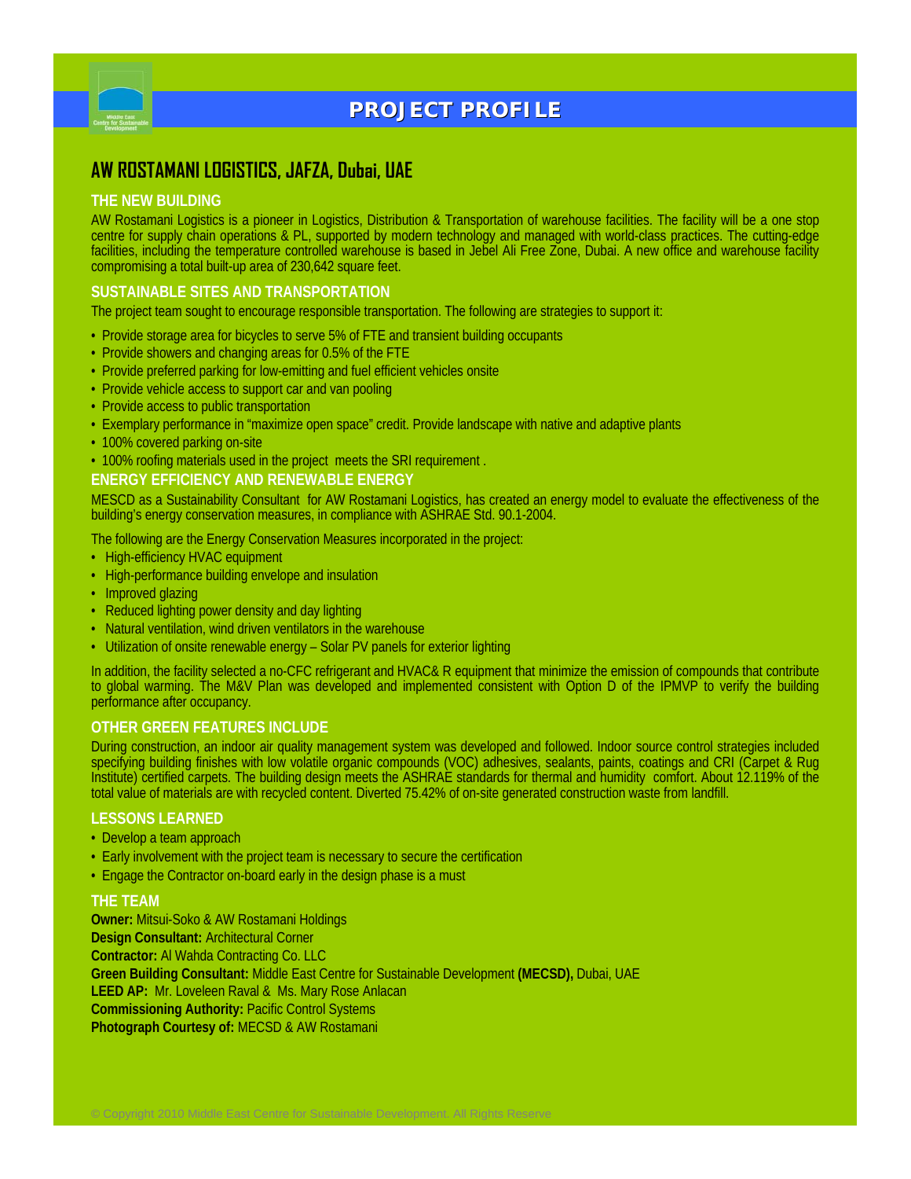# PROJECT PROFILE

## AW ROSTAMANI LOGISTICS, JAFZA, Dubai, UAE

### THE NEW BUILDING

AW Rostamani Logistics is a pioneer in Logistics, Distribution & Transportation of warehouse facilities. The facility will be a one stop centre for supply chain operations & PL, supported by modern technology and managed with world-class practices. The cutting-edge facilities, including the temperature controlled warehouse is based in Jebel Ali Free Zone, Dubai. A new office and warehouse facility compromising a total built-up area of 230,642 square feet.

### SUSTAINABLE SITES AND TRANSPORTATION

The project team sought to encourage responsible transportation. The following are strategies to support it:

- Provide storage area for bicycles to serve 5% of FTE and transient building occupants
- Provide showers and changing areas for 0.5% of the FTE
- Provide preferred parking for low-emitting and fuel efficient vehicles onsite
- Provide vehicle access to support car and van pooling
- Provide access to public transportation
- Exemplary performance in "maximize open space" credit. Provide landscape with native and adaptive plants
- 100% covered parking on-site
- 100% roofing materials used in the project meets the SRI requirement .

### ENERGY EFFICIENCY AND RENEWABLE ENERGY

MESCD as a Sustainability Consultant for AW Rostamani Logistics, has created an energy model to evaluate the effectiveness of the building's energy conservation measures, in compliance with ASHRAE Std. 90.1-2004.

The following are the Energy Conservation Measures incorporated in the project:

- High-efficiency HVAC equipment
- High-performance building envelope and insulation
- Improved glazing
- Reduced lighting power density and day lighting
- Natural ventilation, wind driven ventilators in the warehouse
- Utilization of onsite renewable energy – Solar PV panels for exterior lighting

In addition, the facility selected a no-CFC refrigerant and HVAC& R equipment that minimize the emission of compounds that contribute to global warming. The M&V Plan was developed and implemented consistent with Option D of the IPMVP to verify the building performance after occupancy.

### OTHER GREEN FEATURES INCLUDE

During construction, an indoor air quality management system was developed and followed. Indoor source control strategies included specifying building finishes with low volatile organic compounds (VOC) adhesives, sealants, paints, coatings and CRI (Carpet & Rug Institute) certified carpets. The building design meets the ASHRAE standards for thermal and humidity comfort. About 12.119% of the total value of materials are with recycled content. Diverted 75.42% of on-site generated construction waste from landfill.

### LESSONS LEARNED

- Develop a team approach
- Early involvement with the project team is necessary to secure the certification
- Engage the Contractor on-board early in the design phase is a must

### THE TEAM

**Owner:** Mitsui-Soko & AW Rostamani Holdings
**Design Consultant:** Architectural Corner
**Contractor:** Al Wahda Contracting Co. LLC
**Green Building Consultant:** Middle East Centre for Sustainable Development **(MECSD),** Dubai, UAE
**LEED AP:** Mr. Loveleen Raval & Ms. Mary Rose Anlacan
**Commissioning Authority:** Pacific Control Systems
**Photograph Courtesy of:** MECSD & AW Rostamani

© Copyright 2010 Middle East Centre for Sustainable Development. All Rights Reserve